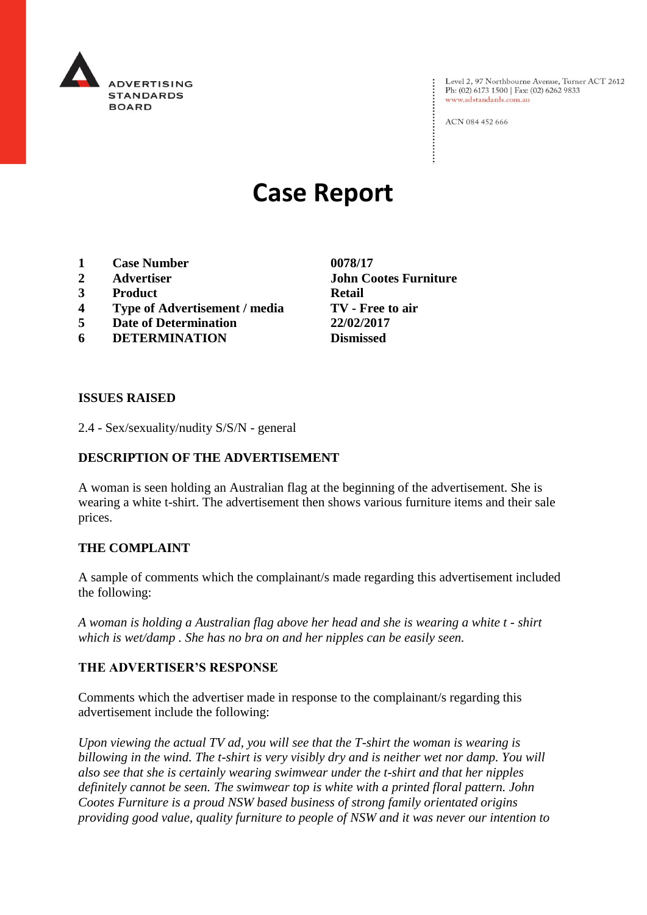ADVERTISING STANDARDS BOARD

Level 2, 97 Northbourne Avenue, Turner ACT 2612
Ph: (02) 6173 1500 | Fax: (02) 6262 9833
www.adstandards.com.au

ACN 084 452 666

# Case Report

| | | |
|---|---|---|
| **1** | **Case Number** | **0078/17** |
| **2** | **Advertiser** | **John Cootes Furniture** |
| **3** | **Product** | **Retail** |
| **4** | **Type of Advertisement / media** | **TV - Free to air** |
| **5** | **Date of Determination** | **22/02/2017** |
| **6** | **DETERMINATION** | **Dismissed** |

**ISSUES RAISED**

2.4 - Sex/sexuality/nudity S/S/N - general

**DESCRIPTION OF THE ADVERTISEMENT**

A woman is seen holding an Australian flag at the beginning of the advertisement. She is wearing a white t-shirt. The advertisement then shows various furniture items and their sale prices.

**THE COMPLAINT**

A sample of comments which the complainant/s made regarding this advertisement included the following:

*A woman is holding a Australian flag above her head and she is wearing a white t - shirt which is wet/damp . She has no bra on and her nipples can be easily seen.*

**THE ADVERTISER'S RESPONSE**

Comments which the advertiser made in response to the complainant/s regarding this advertisement include the following:

*Upon viewing the actual TV ad, you will see that the T-shirt the woman is wearing is billowing in the wind. The t-shirt is very visibly dry and is neither wet nor damp. You will also see that she is certainly wearing swimwear under the t-shirt and that her nipples definitely cannot be seen. The swimwear top is white with a printed floral pattern. John Cootes Furniture is a proud NSW based business of strong family orientated origins providing good value, quality furniture to people of NSW and it was never our intention to*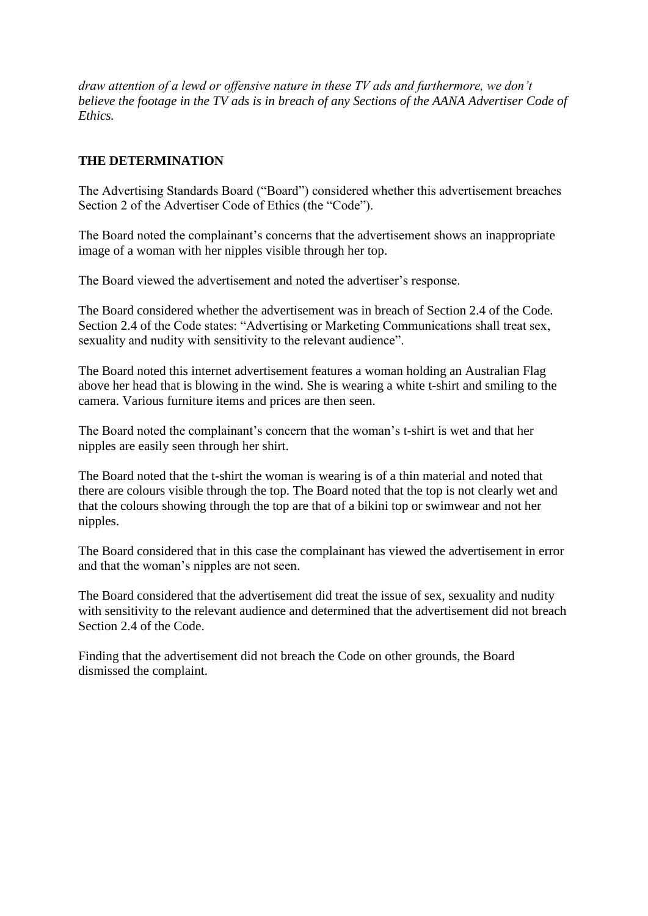*draw attention of a lewd or offensive nature in these TV ads and furthermore, we don't believe the footage in the TV ads is in breach of any Sections of the AANA Advertiser Code of Ethics.*

## THE DETERMINATION

The Advertising Standards Board ("Board") considered whether this advertisement breaches Section 2 of the Advertiser Code of Ethics (the "Code").

The Board noted the complainant's concerns that the advertisement shows an inappropriate image of a woman with her nipples visible through her top.

The Board viewed the advertisement and noted the advertiser's response.

The Board considered whether the advertisement was in breach of Section 2.4 of the Code. Section 2.4 of the Code states: "Advertising or Marketing Communications shall treat sex, sexuality and nudity with sensitivity to the relevant audience".

The Board noted this internet advertisement features a woman holding an Australian Flag above her head that is blowing in the wind. She is wearing a white t-shirt and smiling to the camera. Various furniture items and prices are then seen.

The Board noted the complainant's concern that the woman's t-shirt is wet and that her nipples are easily seen through her shirt.

The Board noted that the t-shirt the woman is wearing is of a thin material and noted that there are colours visible through the top. The Board noted that the top is not clearly wet and that the colours showing through the top are that of a bikini top or swimwear and not her nipples.

The Board considered that in this case the complainant has viewed the advertisement in error and that the woman's nipples are not seen.

The Board considered that the advertisement did treat the issue of sex, sexuality and nudity with sensitivity to the relevant audience and determined that the advertisement did not breach Section 2.4 of the Code.

Finding that the advertisement did not breach the Code on other grounds, the Board dismissed the complaint.